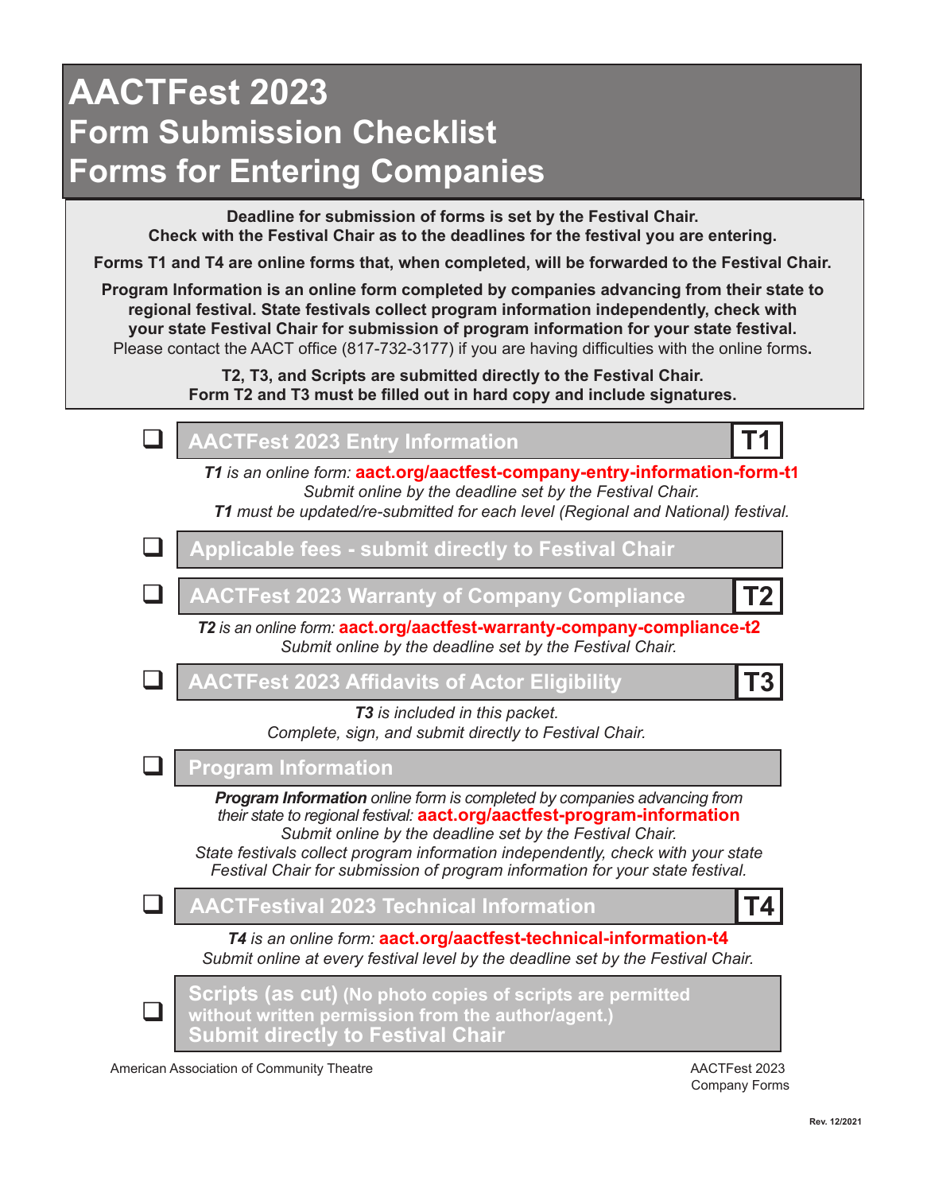# AACTFest 2023
## Form Submission Checklist
## Forms for Entering Companies

**Deadline for submission of forms is set by the Festival Chair.**
**Check with the Festival Chair as to the deadlines for the festival you are entering.**

**Forms T1 and T4 are online forms that, when completed, will be forwarded to the Festival Chair.**

**Program Information is an online form completed by companies advancing from their state to regional festival. State festivals collect program information independently, check with your state Festival Chair for submission of program information for your state festival.**
Please contact the AACT office (817-732-3177) if you are having difficulties with the online forms**.**

**T2, T3, and Scripts are submitted directly to the Festival Chair.**
**Form T2 and T3 must be filled out in hard copy and include signatures.**

- ❑ **AACTFest 2023 Entry Information** — **T1**

  ***T1*** *is an online form:* **aact.org/aactfest-company-entry-information-form-t1**
  *Submit online by the deadline set by the Festival Chair.*
  ***T1*** *must be updated/re-submitted for each level (Regional and National) festival.*

- ❑ **Applicable fees - submit directly to Festival Chair**

- ❑ **AACTFest 2023 Warranty of Company Compliance** — **T2**

  ***T2*** *is an online form:* **aact.org/aactfest-warranty-company-compliance-t2**
  *Submit online by the deadline set by the Festival Chair.*

- ❑ **AACTFest 2023 Affidavits of Actor Eligibility** — **T3**

  ***T3*** *is included in this packet.*
  *Complete, sign, and submit directly to Festival Chair.*

- ❑ **Program Information**

  ***Program Information*** *online form is completed by companies advancing from their state to regional festival:* **aact.org/aactfest-program-information**
  *Submit online by the deadline set by the Festival Chair.*
  *State festivals collect program information independently, check with your state Festival Chair for submission of program information for your state festival.*

- ❑ **AACTFestival 2023 Technical Information** — **T4**

  ***T4*** *is an online form:* **aact.org/aactfest-technical-information-t4**
  *Submit online at every festival level by the deadline set by the Festival Chair.*

- ❑ **Scripts (as cut) (No photo copies of scripts are permitted without written permission from the author/agent.) Submit directly to Festival Chair**

American Association of Community Theatre

AACTFest 2023 Company Forms

Rev. 12/2021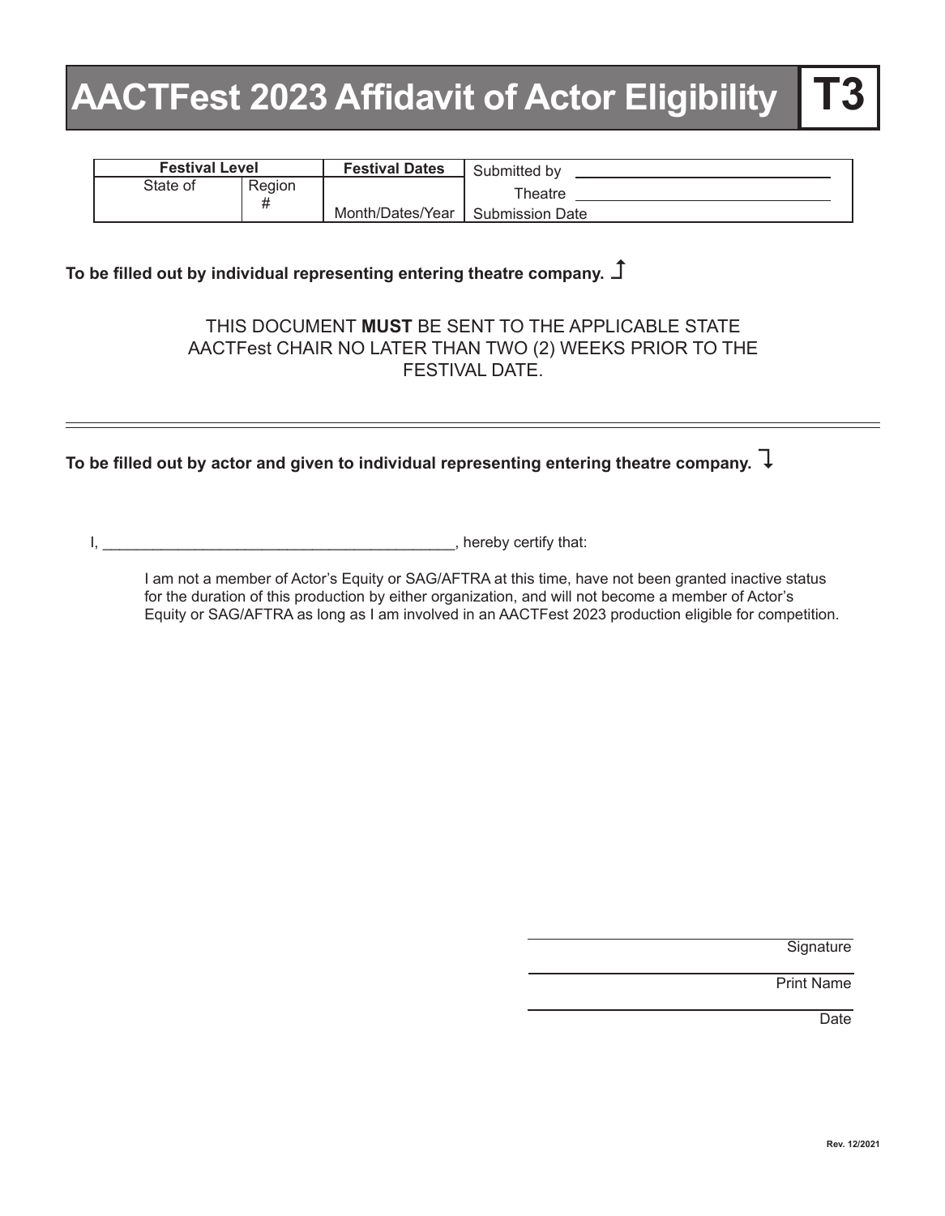# AACTFest 2023 Affidavit of Actor Eligibility **T3**

| Festival Level | | Festival Dates | Submitted by ____________________ |
|---|---|---|---|
| State of | Region # | Month/Dates/Year | Theatre ____________________ <br> Submission Date |

**To be filled out by individual representing entering theatre company.** ↑

THIS DOCUMENT **MUST** BE SENT TO THE APPLICABLE STATE AACTFest CHAIR NO LATER THAN TWO (2) WEEKS PRIOR TO THE FESTIVAL DATE.

---

**To be filled out by actor and given to individual representing entering theatre company.** ↓

I, ___________________________________________, hereby certify that:

I am not a member of Actor's Equity or SAG/AFTRA at this time, have not been granted inactive status for the duration of this production by either organization, and will not become a member of Actor's Equity or SAG/AFTRA as long as I am involved in an AACTFest 2023 production eligible for competition.

______________________________
Signature

______________________________
Print Name

______________________________
Date

Rev. 12/2021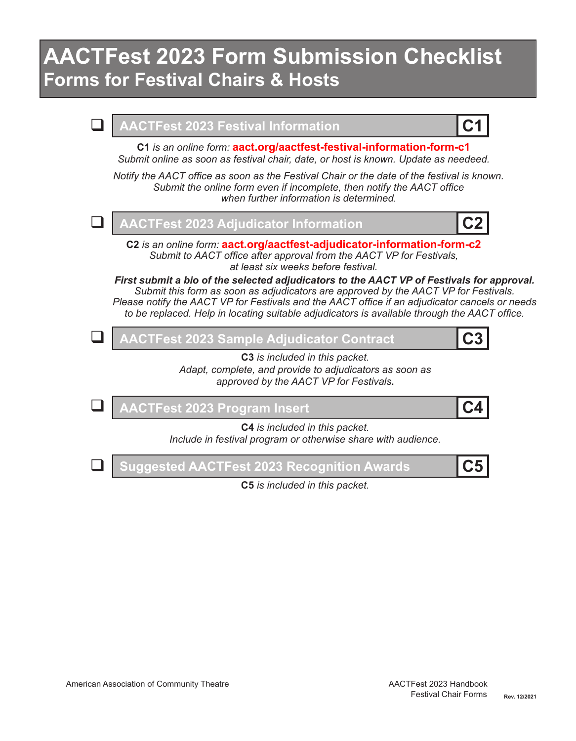# AACTFest 2023 Form Submission Checklist

## Forms for Festival Chairs & Hosts

- [ ] **AACTFest 2023 Festival Information** — **C1**

**C1** *is an online form:* **aact.org/aactfest-festival-information-form-c1**
*Submit online as soon as festival chair, date, or host is known. Update as needeed.*

*Notify the AACT office as soon as the Festival Chair or the date of the festival is known. Submit the online form even if incomplete, then notify the AACT office when further information is determined.*

- [ ] **AACTFest 2023 Adjudicator Information** — **C2**

**C2** *is an online form:* **aact.org/aactfest-adjudicator-information-form-c2**
*Submit to AACT office after approval from the AACT VP for Festivals, at least six weeks before festival.*

***First submit a bio of the selected adjudicators to the AACT VP of Festivals for approval.***
*Submit this form as soon as adjudicators are approved by the AACT VP for Festivals. Please notify the AACT VP for Festivals and the AACT office if an adjudicator cancels or needs to be replaced. Help in locating suitable adjudicators is available through the AACT office.*

- [ ] **AACTFest 2023 Sample Adjudicator Contract** — **C3**

**C3** *is included in this packet.*
*Adapt, complete, and provide to adjudicators as soon as approved by the AACT VP for Festivals.*

- [ ] **AACTFest 2023 Program Insert** — **C4**

**C4** *is included in this packet.*
*Include in festival program or otherwise share with audience.*

- [ ] **Suggested AACTFest 2023 Recognition Awards** — **C5**

**C5** *is included in this packet.*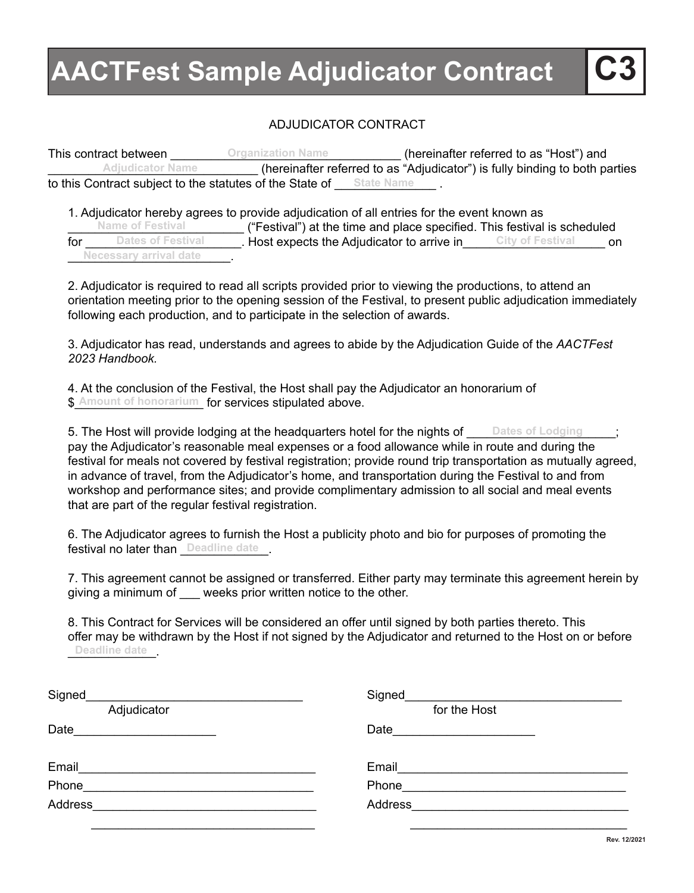# AACTFest Sample Adjudicator Contract — C3

ADJUDICATOR CONTRACT

This contract between \_\_\_\_\_Organization Name\_\_\_\_\_ (hereinafter referred to as “Host”) and \_\_\_\_\_Adjudicator Name\_\_\_\_\_ (hereinafter referred to as “Adjudicator”) is fully binding to both parties to this Contract subject to the statutes of the State of \_\_\_\_\_State Name\_\_\_\_\_ .

1. Adjudicator hereby agrees to provide adjudication of all entries for the event known as \_\_\_\_\_Name of Festival\_\_\_\_\_ (“Festival”) at the time and place specified. This festival is scheduled for \_\_\_\_\_Dates of Festival\_\_\_\_\_. Host expects the Adjudicator to arrive in \_\_\_\_\_City of Festival\_\_\_\_\_ on \_\_\_\_\_Necessary arrival date\_\_\_\_\_.

2. Adjudicator is required to read all scripts provided prior to viewing the productions, to attend an orientation meeting prior to the opening session of the Festival, to present public adjudication immediately following each production, and to participate in the selection of awards.

3. Adjudicator has read, understands and agrees to abide by the Adjudication Guide of the *AACTFest 2023 Handbook.*

4. At the conclusion of the Festival, the Host shall pay the Adjudicator an honorarium of $\_\_\_\_\_Amount of honorarium\_\_\_\_\_ for services stipulated above.

5. The Host will provide lodging at the headquarters hotel for the nights of \_\_\_\_\_Dates of Lodging\_\_\_\_\_; pay the Adjudicator’s reasonable meal expenses or a food allowance while in route and during the festival for meals not covered by festival registration; provide round trip transportation as mutually agreed, in advance of travel, from the Adjudicator’s home, and transportation during the Festival to and from workshop and performance sites; and provide complimentary admission to all social and meal events that are part of the regular festival registration.

6. The Adjudicator agrees to furnish the Host a publicity photo and bio for purposes of promoting the festival no later than \_\_\_\_\_Deadline date\_\_\_\_\_.

7. This agreement cannot be assigned or transferred. Either party may terminate this agreement herein by giving a minimum of \_\_\_ weeks prior written notice to the other.

8. This Contract for Services will be considered an offer until signed by both parties thereto. This offer may be withdrawn by the Host if not signed by the Adjudicator and returned to the Host on or before \_\_\_\_\_Deadline date\_\_\_\_\_.

Signed\_\_\_\_\_\_\_\_\_\_\_\_\_\_\_\_\_\_\_\_\_\_\_\_\_\_\_\_\_\_\_\_
Adjudicator

Date\_\_\_\_\_\_\_\_\_\_\_\_\_\_\_\_\_\_\_\_

Email\_\_\_\_\_\_\_\_\_\_\_\_\_\_\_\_\_\_\_\_\_\_\_\_\_\_\_\_\_\_\_\_\_\_

Phone\_\_\_\_\_\_\_\_\_\_\_\_\_\_\_\_\_\_\_\_\_\_\_\_\_\_\_\_\_\_\_\_\_\_

Address\_\_\_\_\_\_\_\_\_\_\_\_\_\_\_\_\_\_\_\_\_\_\_\_\_\_\_\_\_\_\_\_
\_\_\_\_\_\_\_\_\_\_\_\_\_\_\_\_\_\_\_\_\_\_\_\_\_\_\_\_\_\_\_\_\_\_

Signed\_\_\_\_\_\_\_\_\_\_\_\_\_\_\_\_\_\_\_\_\_\_\_\_\_\_\_\_\_\_\_\_
for the Host

Date\_\_\_\_\_\_\_\_\_\_\_\_\_\_\_\_\_\_\_\_

Email\_\_\_\_\_\_\_\_\_\_\_\_\_\_\_\_\_\_\_\_\_\_\_\_\_\_\_\_\_\_\_\_\_\_

Phone\_\_\_\_\_\_\_\_\_\_\_\_\_\_\_\_\_\_\_\_\_\_\_\_\_\_\_\_\_\_\_\_\_\_

Address\_\_\_\_\_\_\_\_\_\_\_\_\_\_\_\_\_\_\_\_\_\_\_\_\_\_\_\_\_\_\_\_
\_\_\_\_\_\_\_\_\_\_\_\_\_\_\_\_\_\_\_\_\_\_\_\_\_\_\_\_\_\_\_\_\_\_

Rev. 12/2021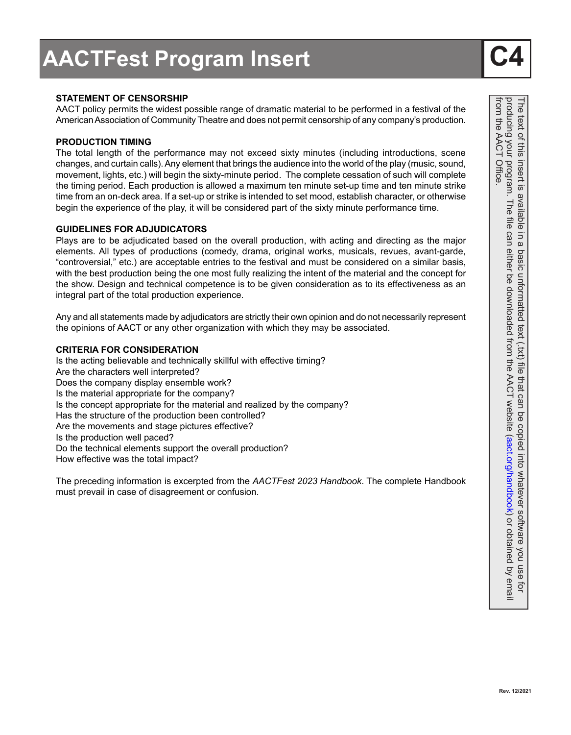# AACTFest Program Insert

**C4**

**STATEMENT OF CENSORSHIP**

AACT policy permits the widest possible range of dramatic material to be performed in a festival of the American Association of Community Theatre and does not permit censorship of any company's production.

**PRODUCTION TIMING**

The total length of the performance may not exceed sixty minutes (including introductions, scene changes, and curtain calls). Any element that brings the audience into the world of the play (music, sound, movement, lights, etc.) will begin the sixty-minute period. The complete cessation of such will complete the timing period. Each production is allowed a maximum ten minute set-up time and ten minute strike time from an on-deck area. If a set-up or strike is intended to set mood, establish character, or otherwise begin the experience of the play, it will be considered part of the sixty minute performance time.

**GUIDELINES FOR ADJUDICATORS**

Plays are to be adjudicated based on the overall production, with acting and directing as the major elements. All types of productions (comedy, drama, original works, musicals, revues, avant-garde, "controversial," etc.) are acceptable entries to the festival and must be considered on a similar basis, with the best production being the one most fully realizing the intent of the material and the concept for the show. Design and technical competence is to be given consideration as to its effectiveness as an integral part of the total production experience.

Any and all statements made by adjudicators are strictly their own opinion and do not necessarily represent the opinions of AACT or any other organization with which they may be associated.

**CRITERIA FOR CONSIDERATION**

Is the acting believable and technically skillful with effective timing?
Are the characters well interpreted?
Does the company display ensemble work?
Is the material appropriate for the company?
Is the concept appropriate for the material and realized by the company?
Has the structure of the production been controlled?
Are the movements and stage pictures effective?
Is the production well paced?
Do the technical elements support the overall production?
How effective was the total impact?

The preceding information is excerpted from the *AACTFest 2023 Handbook*. The complete Handbook must prevail in case of disagreement or confusion.

The text of this insert is available in a basic unformatted text (.txt) file that can be copied into whatever software you use for producing your program. The file can either be downloaded from the AACT website (aact.org/handbook) or obtained by email from the AACT Office.

Rev. 12/2021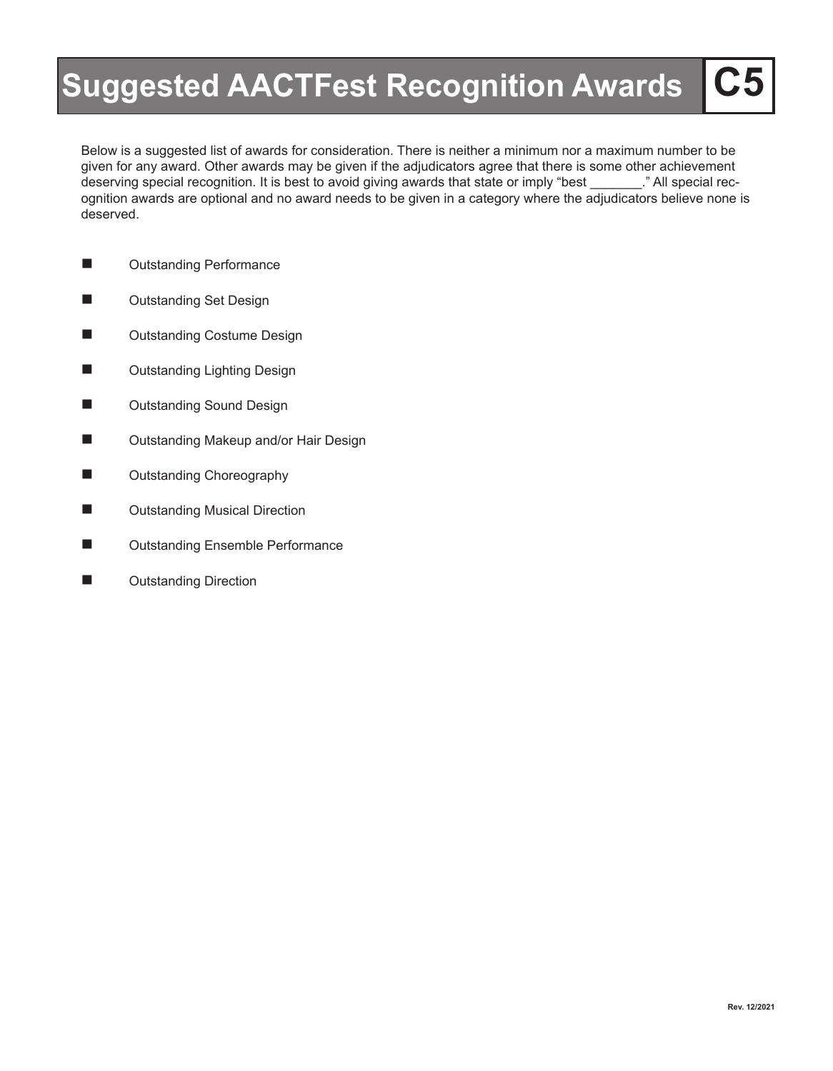# Suggested AACTFest Recognition Awards C5

Below is a suggested list of awards for consideration. There is neither a minimum nor a maximum number to be given for any award. Other awards may be given if the adjudicators agree that there is some other achievement deserving special recognition. It is best to avoid giving awards that state or imply "best _______." All special recognition awards are optional and no award needs to be given in a category where the adjudicators believe none is deserved.

- Outstanding Performance
- Outstanding Set Design
- Outstanding Costume Design
- Outstanding Lighting Design
- Outstanding Sound Design
- Outstanding Makeup and/or Hair Design
- Outstanding Choreography
- Outstanding Musical Direction
- Outstanding Ensemble Performance
- Outstanding Direction

Rev. 12/2021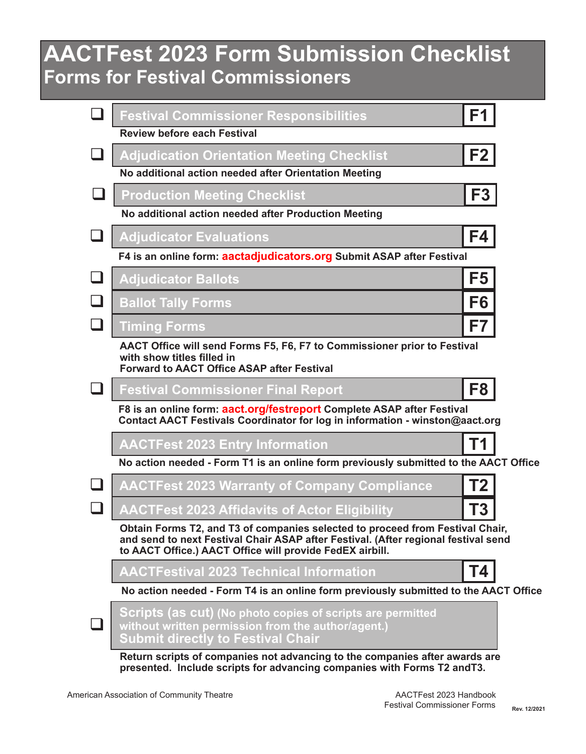# AACTFest 2023 Form Submission Checklist

## Forms for Festival Commissioners

- [ ] **Festival Commissioner Responsibilities** — **F1**

  Review before each Festival

- [ ] **Adjudication Orientation Meeting Checklist** — **F2**

  No additional action needed after Orientation Meeting

- [ ] **Production Meeting Checklist** — **F3**

  No additional action needed after Production Meeting

- [ ] **Adjudicator Evaluations** — **F4**

  F4 is an online form: aactadjudicators.org Submit ASAP after Festival

- [ ] **Adjudicator Ballots** — **F5**
- [ ] **Ballot Tally Forms** — **F6**
- [ ] **Timing Forms** — **F7**

  AACT Office will send Forms F5, F6, F7 to Commissioner prior to Festival with show titles filled in
  Forward to AACT Office ASAP after Festival

- [ ] **Festival Commissioner Final Report** — **F8**

  F8 is an online form: aact.org/festreport Complete ASAP after Festival
  Contact AACT Festivals Coordinator for log in information - winston@aact.org

**AACTFest 2023 Entry Information** — **T1**

No action needed - Form T1 is an online form previously submitted to the AACT Office

- [ ] **AACTFest 2023 Warranty of Company Compliance** — **T2**
- [ ] **AACTFest 2023 Affidavits of Actor Eligibility** — **T3**

  Obtain Forms T2, and T3 of companies selected to proceed from Festival Chair, and send to next Festival Chair ASAP after Festival. (After regional festival send to AACT Office.) AACT Office will provide FedEX airbill.

**AACTFestival 2023 Technical Information** — **T4**

No action needed - Form T4 is an online form previously submitted to the AACT Office

- [ ] **Scripts (as cut)** (No photo copies of scripts are permitted without written permission from the author/agent.)
  **Submit directly to Festival Chair**

  Return scripts of companies not advancing to the companies after awards are presented. Include scripts for advancing companies with Forms T2 andT3.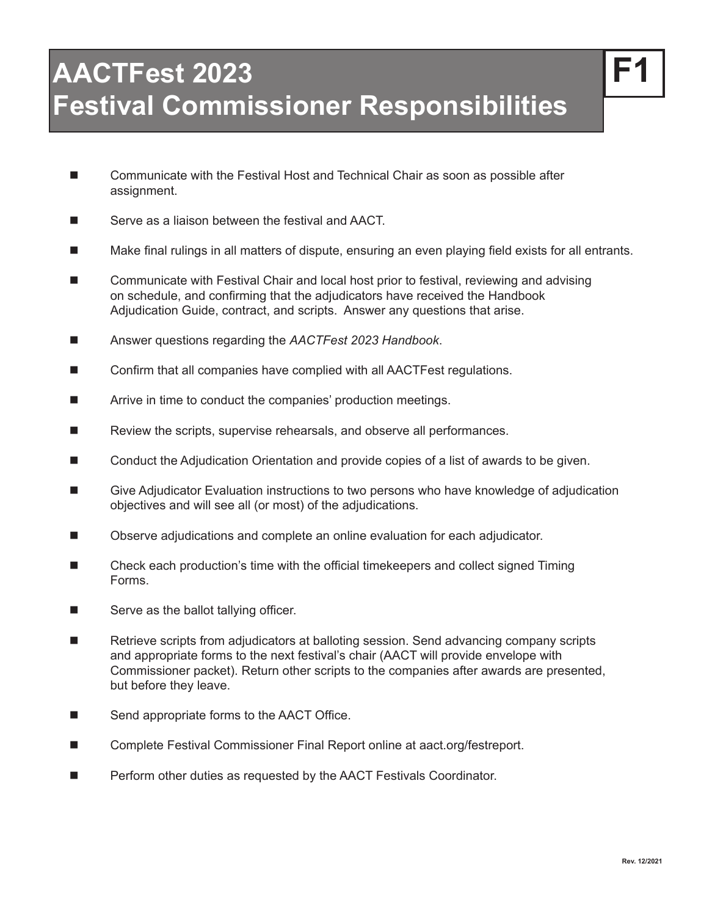# AACTFest 2023 Festival Commissioner Responsibilities

**F1**

- Communicate with the Festival Host and Technical Chair as soon as possible after assignment.
- Serve as a liaison between the festival and AACT.
- Make final rulings in all matters of dispute, ensuring an even playing field exists for all entrants.
- Communicate with Festival Chair and local host prior to festival, reviewing and advising on schedule, and confirming that the adjudicators have received the Handbook Adjudication Guide, contract, and scripts. Answer any questions that arise.
- Answer questions regarding the *AACTFest 2023 Handbook*.
- Confirm that all companies have complied with all AACTFest regulations.
- Arrive in time to conduct the companies' production meetings.
- Review the scripts, supervise rehearsals, and observe all performances.
- Conduct the Adjudication Orientation and provide copies of a list of awards to be given.
- Give Adjudicator Evaluation instructions to two persons who have knowledge of adjudication objectives and will see all (or most) of the adjudications.
- Observe adjudications and complete an online evaluation for each adjudicator.
- Check each production's time with the official timekeepers and collect signed Timing Forms.
- Serve as the ballot tallying officer.
- Retrieve scripts from adjudicators at balloting session. Send advancing company scripts and appropriate forms to the next festival's chair (AACT will provide envelope with Commissioner packet). Return other scripts to the companies after awards are presented, but before they leave.
- Send appropriate forms to the AACT Office.
- Complete Festival Commissioner Final Report online at aact.org/festreport.
- Perform other duties as requested by the AACT Festivals Coordinator.

Rev. 12/2021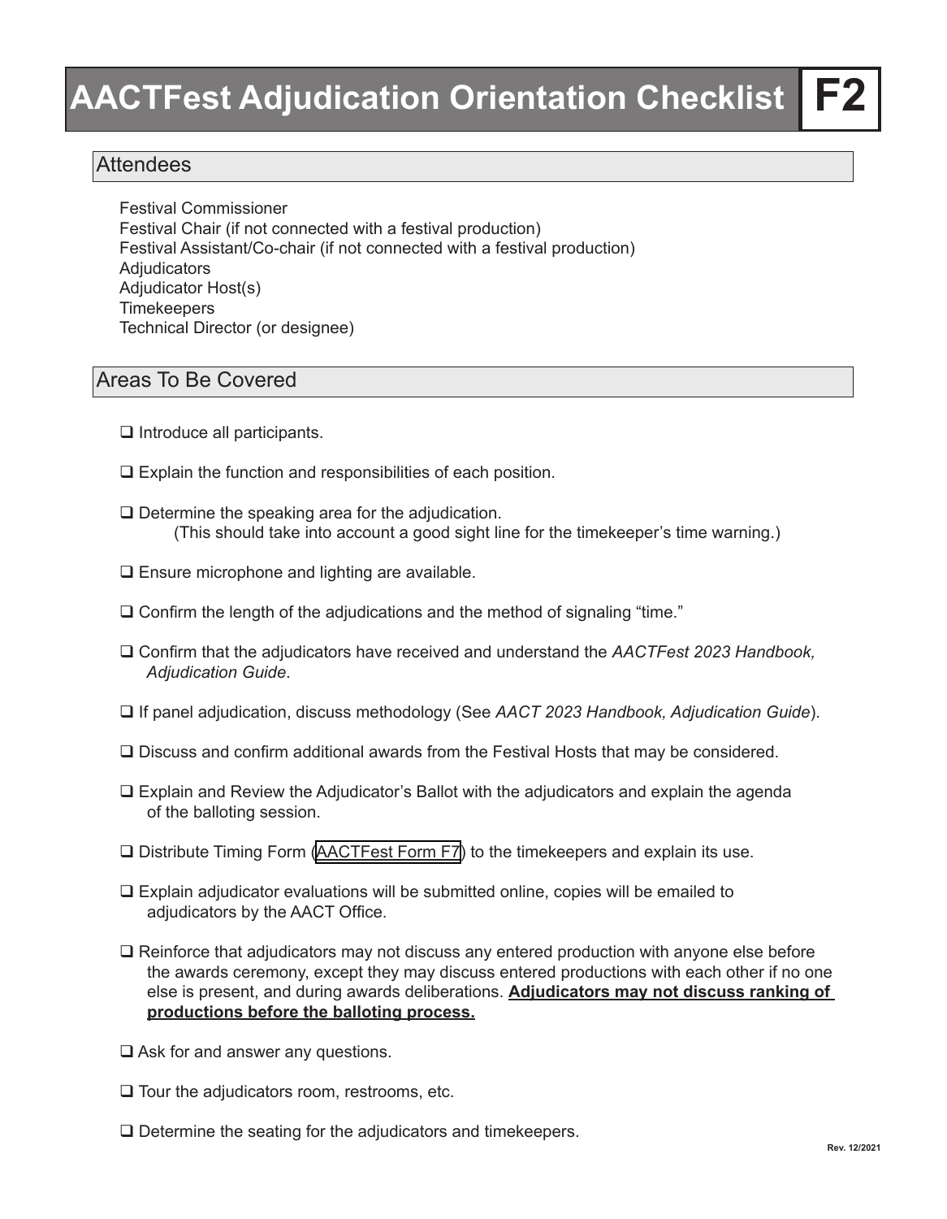# AACTFest Adjudication Orientation Checklist F2

## Attendees

Festival Commissioner
Festival Chair (if not connected with a festival production)
Festival Assistant/Co-chair (if not connected with a festival production)
Adjudicators
Adjudicator Host(s)
Timekeepers
Technical Director (or designee)

## Areas To Be Covered

- ❑ Introduce all participants.
- ❑ Explain the function and responsibilities of each position.
- ❑ Determine the speaking area for the adjudication.
  (This should take into account a good sight line for the timekeeper's time warning.)
- ❑ Ensure microphone and lighting are available.
- ❑ Confirm the length of the adjudications and the method of signaling "time."
- ❑ Confirm that the adjudicators have received and understand the *AACTFest 2023 Handbook, Adjudication Guide*.
- ❑ If panel adjudication, discuss methodology (See *AACT 2023 Handbook, Adjudication Guide*).
- ❑ Discuss and confirm additional awards from the Festival Hosts that may be considered.
- ❑ Explain and Review the Adjudicator's Ballot with the adjudicators and explain the agenda of the balloting session.
- ❑ Distribute Timing Form (AACTFest Form F7) to the timekeepers and explain its use.
- ❑ Explain adjudicator evaluations will be submitted online, copies will be emailed to adjudicators by the AACT Office.
- ❑ Reinforce that adjudicators may not discuss any entered production with anyone else before the awards ceremony, except they may discuss entered productions with each other if no one else is present, and during awards deliberations. **Adjudicators may not discuss ranking of productions before the balloting process.**
- ❑ Ask for and answer any questions.
- ❑ Tour the adjudicators room, restrooms, etc.
- ❑ Determine the seating for the adjudicators and timekeepers.

Rev. 12/2021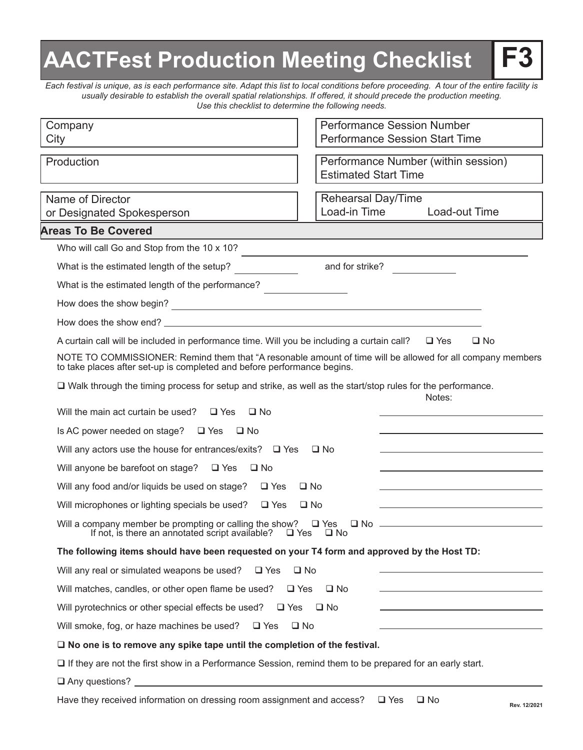# AACTFest Production Meeting Checklist F3

*Each festival is unique, as is each performance site. Adapt this list to local conditions before proceeding. A tour of the entire facility is usually desirable to establish the overall spatial relationships. If offered, it should precede the production meeting. Use this checklist to determine the following needs.*

| | |
|---|---|
| Company<br>City | Performance Session Number<br>Performance Session Start Time |
| Production | Performance Number (within session)<br>Estimated Start Time |
| Name of Director<br>or Designated Spokesperson | Rehearsal Day/Time<br>Load-in Time Load-out Time |

## Areas To Be Covered

Who will call Go and Stop from the 10 x 10? ______________________________

What is the estimated length of the setup? ____________ and for strike? ____________

What is the estimated length of the performance? ____________

How does the show begin? ______________________________

How does the show end? ______________________________

A curtain call will be included in performance time. Will you be including a curtain call? ❑ Yes ❑ No

NOTE TO COMMISSIONER: Remind them that "A resonable amount of time will be allowed for all company members to take places after set-up is completed and before performance begins.

❑ Walk through the timing process for setup and strike, as well as the start/stop rules for the performance.

Notes:

Will the main act curtain be used? ❑ Yes ❑ No ____________

Is AC power needed on stage? ❑ Yes ❑ No ____________

Will any actors use the house for entrances/exits? ❑ Yes ❑ No ____________

Will anyone be barefoot on stage? ❑ Yes ❑ No ____________

Will any food and/or liquids be used on stage? ❑ Yes ❑ No ____________

Will microphones or lighting specials be used? ❑ Yes ❑ No ____________

Will a company member be prompting or calling the show? ❑ Yes ❑ No ____________
If not, is there an annotated script available? ❑ Yes ❑ No

**The following items should have been requested on your T4 form and approved by the Host TD:**

Will any real or simulated weapons be used? ❑ Yes ❑ No ____________

Will matches, candles, or other open flame be used? ❑ Yes ❑ No ____________

Will pyrotechnics or other special effects be used? ❑ Yes ❑ No ____________

Will smoke, fog, or haze machines be used? ❑ Yes ❑ No ____________

❑ **No one is to remove any spike tape until the completion of the festival.**

❑ If they are not the first show in a Performance Session, remind them to be prepared for an early start.

❑ Any questions? ______________________________

Have they received information on dressing room assignment and access? ❑ Yes ❑ No

Rev. 12/2021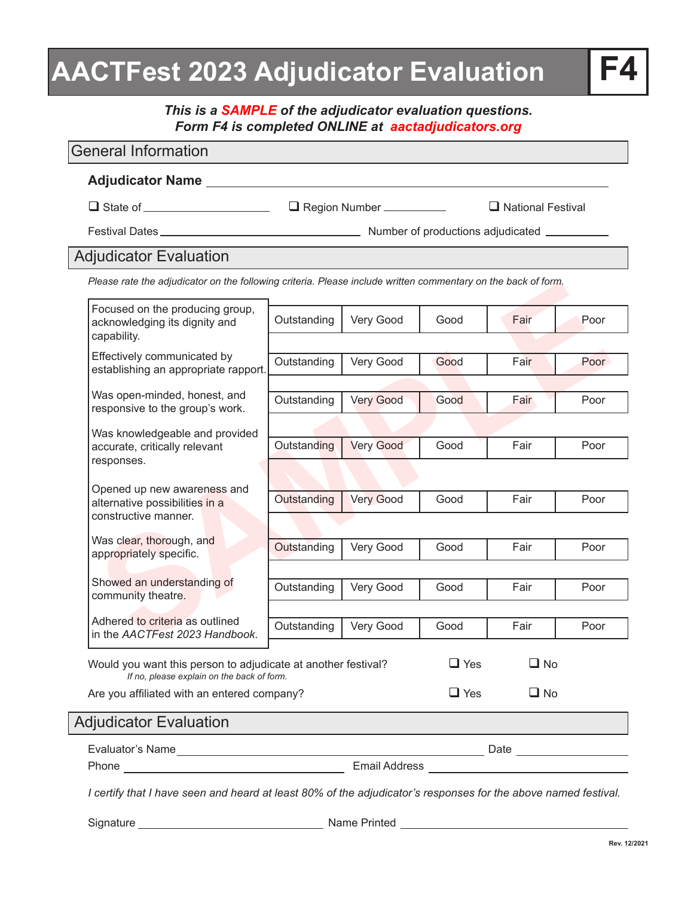# AACTFest 2023 Adjudicator Evaluation F4

***This is a SAMPLE of the adjudicator evaluation questions.***
***Form F4 is completed ONLINE at aactadjudicators.org***

## General Information

**Adjudicator Name** ______________________________

❑ State of ____________________ ❑ Region Number __________ ❑ National Festival

Festival Dates ______________________________ Number of productions adjudicated __________

## Adjudicator Evaluation

*Please rate the adjudicator on the following criteria. Please include written commentary on the back of form.*

| Criteria | | | | | |
|---|---|---|---|---|---|
| Focused on the producing group, acknowledging its dignity and capability. | Outstanding | Very Good | Good | Fair | Poor |
| Effectively communicated by establishing an appropriate rapport. | Outstanding | Very Good | Good | Fair | Poor |
| Was open-minded, honest, and responsive to the group's work. | Outstanding | Very Good | Good | Fair | Poor |
| Was knowledgeable and provided accurate, critically relevant responses. | Outstanding | Very Good | Good | Fair | Poor |
| Opened up new awareness and alternative possibilities in a constructive manner. | Outstanding | Very Good | Good | Fair | Poor |
| Was clear, thorough, and appropriately specific. | Outstanding | Very Good | Good | Fair | Poor |
| Showed an understanding of community theatre. | Outstanding | Very Good | Good | Fair | Poor |
| Adhered to criteria as outlined in the *AACTFest 2023 Handbook*. | Outstanding | Very Good | Good | Fair | Poor |

Would you want this person to adjudicate at another festival? ❑ Yes ❑ No
*If no, please explain on the back of form.*

Are you affiliated with an entered company? ❑ Yes ❑ No

## Adjudicator Evaluation

Evaluator's Name ______________________________ Date __________

Phone ______________________________ Email Address ______________________________

*I certify that I have seen and heard at least 80% of the adjudicator's responses for the above named festival.*

Signature ______________________________ Name Printed ______________________________

Rev. 12/2021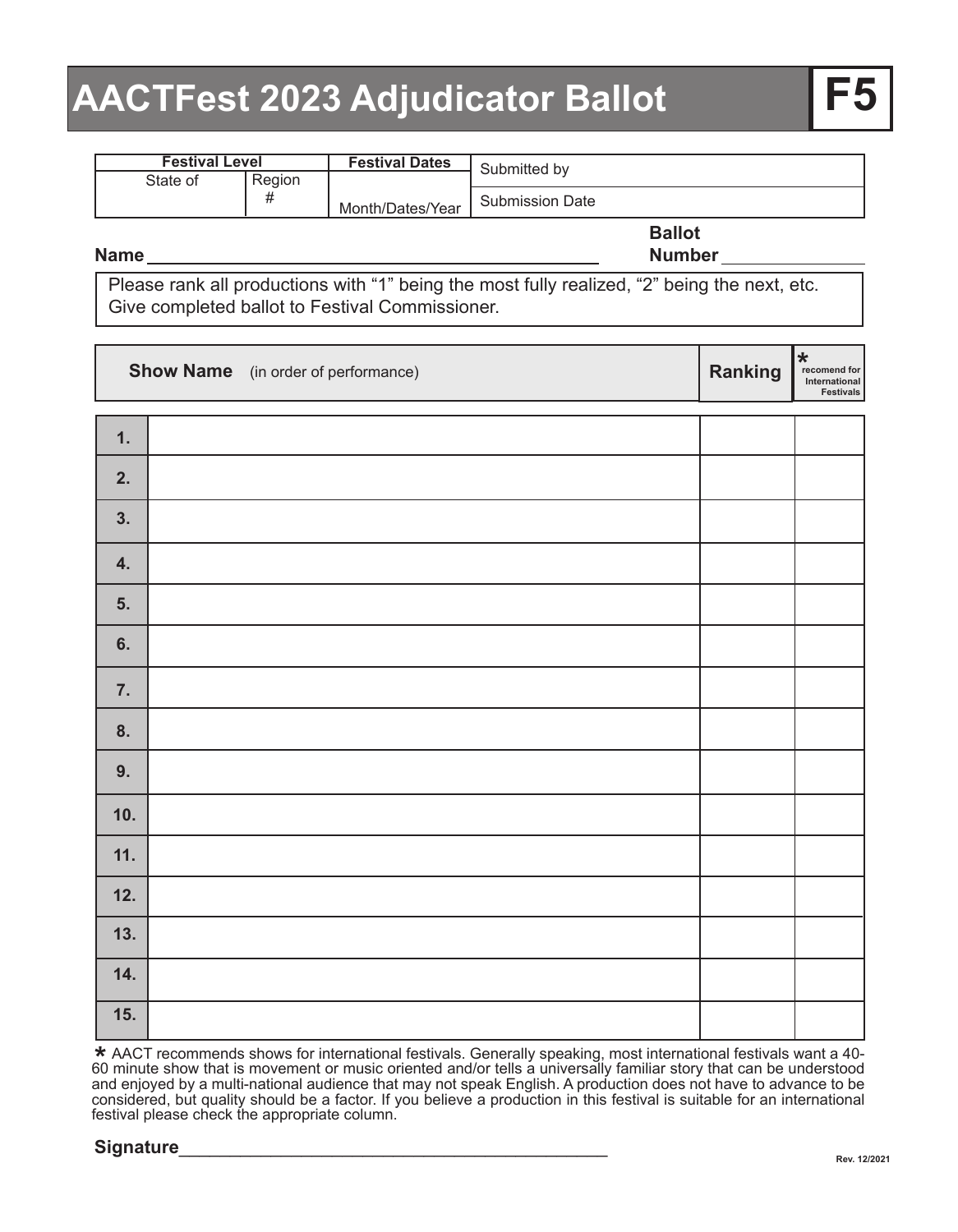# AACTFest 2023 Adjudicator Ballot

**F5**

| Festival Level | | Festival Dates | Submitted by |
|---|---|---|---|
| State of | Region # | Month/Dates/Year | Submission Date |

**Name** ______________________________________________ **Ballot Number** _______________

Please rank all productions with "1" being the most fully realized, "2" being the next, etc. Give completed ballot to Festival Commissioner.

| | **Show Name** (in order of performance) | **Ranking** | * recomend for International Festivals |
|---|---|---|---|
| **1.** | | | |
| **2.** | | | |
| **3.** | | | |
| **4.** | | | |
| **5.** | | | |
| **6.** | | | |
| **7.** | | | |
| **8.** | | | |
| **9.** | | | |
| **10.** | | | |
| **11.** | | | |
| **12.** | | | |
| **13.** | | | |
| **14.** | | | |
| **15.** | | | |

* AACT recommends shows for international festivals. Generally speaking, most international festivals want a 40-60 minute show that is movement or music oriented and/or tells a universally familiar story that can be understood and enjoyed by a multi-national audience that may not speak English. A production does not have to advance to be considered, but quality should be a factor. If you believe a production in this festival is suitable for an international festival please check the appropriate column.

**Signature**______________________________________________

Rev. 12/2021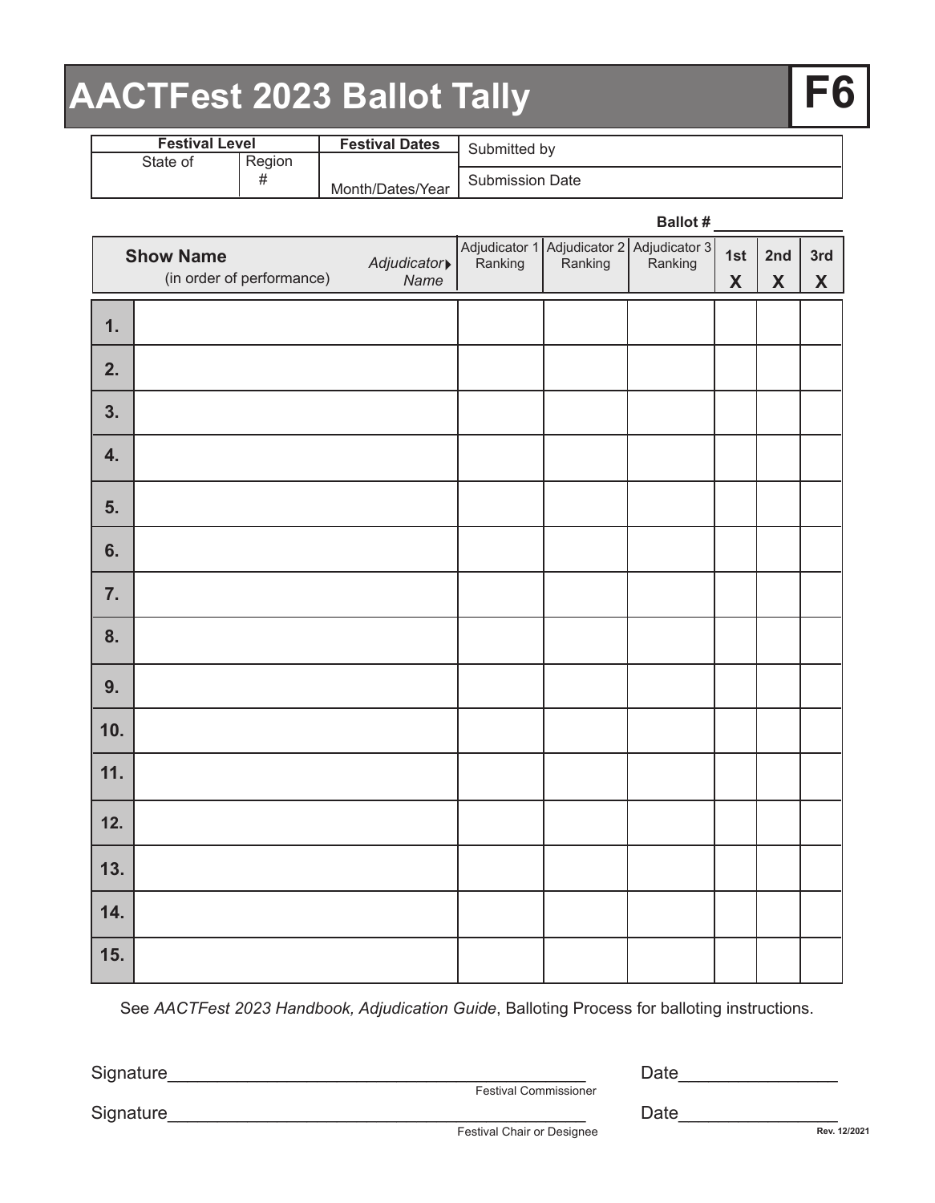# AACTFest 2023 Ballot Tally

**F6**

| Festival Level | | Festival Dates | Submitted by |
|---|---|---|---|
| State of | Region # | Month/Dates/Year | Submission Date |

**Ballot #** ______________

| | Show Name (in order of performance) Adjudicator▸ Name | Adjudicator 1 Ranking | Adjudicator 2 Ranking | Adjudicator 3 Ranking | 1st X | 2nd X | 3rd X |
|---|---|---|---|---|---|---|---|
| 1. | | | | | | | |
| 2. | | | | | | | |
| 3. | | | | | | | |
| 4. | | | | | | | |
| 5. | | | | | | | |
| 6. | | | | | | | |
| 7. | | | | | | | |
| 8. | | | | | | | |
| 9. | | | | | | | |
| 10. | | | | | | | |
| 11. | | | | | | | |
| 12. | | | | | | | |
| 13. | | | | | | | |
| 14. | | | | | | | |
| 15. | | | | | | | |

See *AACTFest 2023 Handbook, Adjudication Guide*, Balloting Process for balloting instructions.

Signature__________________________________________ Date________________
Festival Commissioner

Signature__________________________________________ Date________________
Festival Chair or Designee

Rev. 12/2021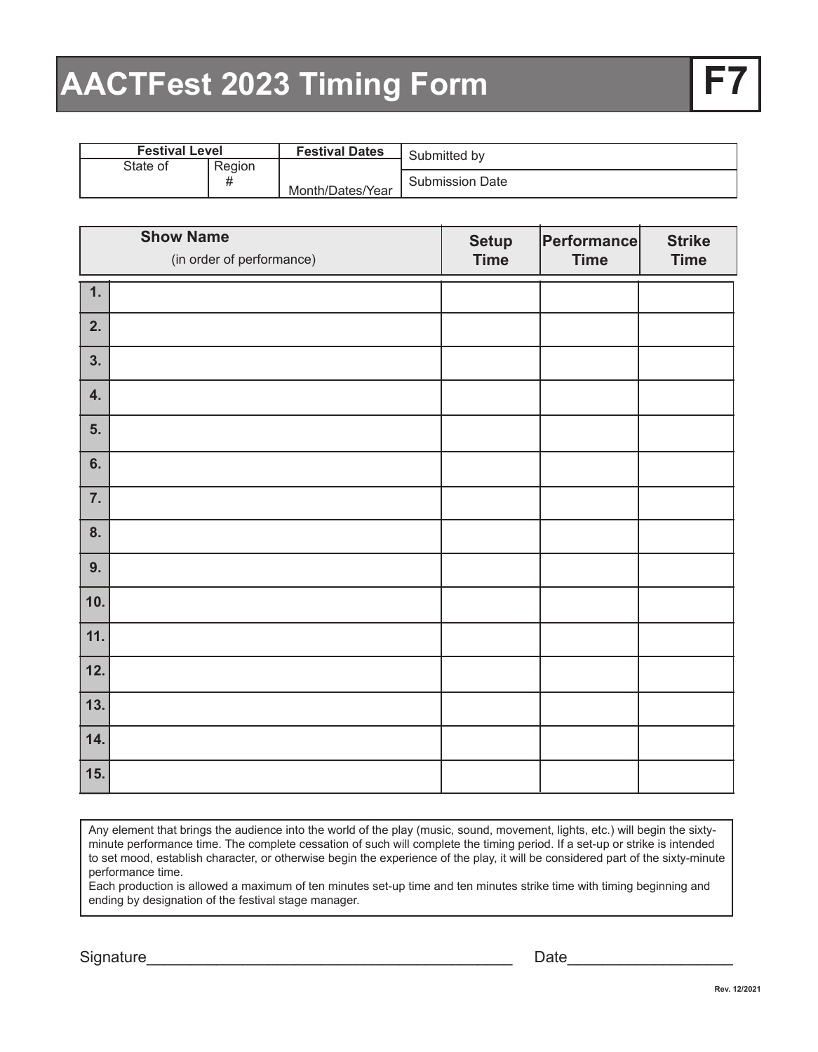# AACTFest 2023 Timing Form

**F7**

| Festival Level | | Festival Dates | Submitted by |
|---|---|---|---|
| State of | Region # | Month/Dates/Year | Submission Date |

| | Show Name (in order of performance) | Setup Time | Performance Time | Strike Time |
|---|---|---|---|---|
| 1. | | | | |
| 2. | | | | |
| 3. | | | | |
| 4. | | | | |
| 5. | | | | |
| 6. | | | | |
| 7. | | | | |
| 8. | | | | |
| 9. | | | | |
| 10. | | | | |
| 11. | | | | |
| 12. | | | | |
| 13. | | | | |
| 14. | | | | |
| 15. | | | | |

Any element that brings the audience into the world of the play (music, sound, movement, lights, etc.) will begin the sixty-minute performance time. The complete cessation of such will complete the timing period. If a set-up or strike is intended to set mood, establish character, or otherwise begin the experience of the play, it will be considered part of the sixty-minute performance time.
Each production is allowed a maximum of ten minutes set-up time and ten minutes strike time with timing beginning and ending by designation of the festival stage manager.

Signature___________________________________________ Date___________________

Rev. 12/2021